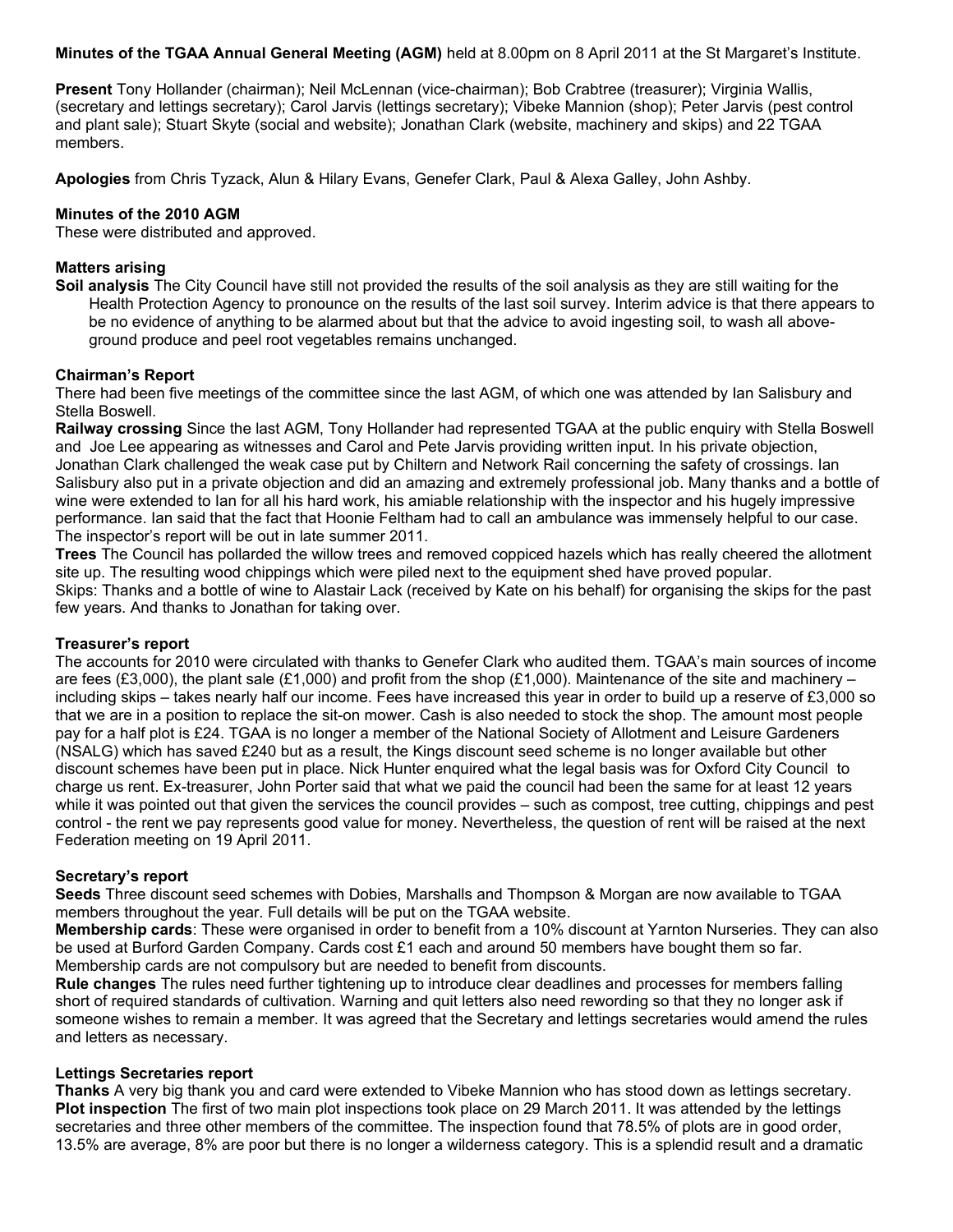**Minutes of the TGAA Annual General Meeting (AGM)** held at 8.00pm on 8 April 2011 at the St Margaret's Institute.

**Present** Tony Hollander (chairman); Neil McLennan (vice-chairman); Bob Crabtree (treasurer); Virginia Wallis, (secretary and lettings secretary); Carol Jarvis (lettings secretary); Vibeke Mannion (shop); Peter Jarvis (pest control and plant sale); Stuart Skyte (social and website); Jonathan Clark (website, machinery and skips) and 22 TGAA members.

**Apologies** from Chris Tyzack, Alun & Hilary Evans, Genefer Clark, Paul & Alexa Galley, John Ashby.

**Minutes of the 2010 AGM**

These were distributed and approved.

**Matters arising**

**Soil analysis** The City Council have still not provided the results of the soil analysis as they are still waiting for the Health Protection Agency to pronounce on the results of the last soil survey. Interim advice is that there appears to be no evidence of anything to be alarmed about but that the advice to avoid ingesting soil, to wash all above-ground produce and peel root vegetables remains unchanged.

**Chairman's Report**

There had been five meetings of the committee since the last AGM, of which one was attended by Ian Salisbury and Stella Boswell.

**Railway crossing** Since the last AGM, Tony Hollander had represented TGAA at the public enquiry with Stella Boswell and Joe Lee appearing as witnesses and Carol and Pete Jarvis providing written input. In his private objection, Jonathan Clark challenged the weak case put by Chiltern and Network Rail concerning the safety of crossings. Ian Salisbury also put in a private objection and did an amazing and extremely professional job. Many thanks and a bottle of wine were extended to Ian for all his hard work, his amiable relationship with the inspector and his hugely impressive performance. Ian said that the fact that Hoonie Feltham had to call an ambulance was immensely helpful to our case. The inspector's report will be out in late summer 2011.

**Trees** The Council has pollarded the willow trees and removed coppiced hazels which has really cheered the allotment site up. The resulting wood chippings which were piled next to the equipment shed have proved popular.

Skips: Thanks and a bottle of wine to Alastair Lack (received by Kate on his behalf) for organising the skips for the past few years. And thanks to Jonathan for taking over.

**Treasurer's report**

The accounts for 2010 were circulated with thanks to Genefer Clark who audited them. TGAA's main sources of income are fees (£3,000), the plant sale (£1,000) and profit from the shop (£1,000). Maintenance of the site and machinery – including skips – takes nearly half our income. Fees have increased this year in order to build up a reserve of £3,000 so that we are in a position to replace the sit-on mower. Cash is also needed to stock the shop. The amount most people pay for a half plot is £24. TGAA is no longer a member of the National Society of Allotment and Leisure Gardeners (NSALG) which has saved £240 but as a result, the Kings discount seed scheme is no longer available but other discount schemes have been put in place. Nick Hunter enquired what the legal basis was for Oxford City Council to charge us rent. Ex-treasurer, John Porter said that what we paid the council had been the same for at least 12 years while it was pointed out that given the services the council provides – such as compost, tree cutting, chippings and pest control - the rent we pay represents good value for money. Nevertheless, the question of rent will be raised at the next Federation meeting on 19 April 2011.

**Secretary's report**

**Seeds** Three discount seed schemes with Dobies, Marshalls and Thompson & Morgan are now available to TGAA members throughout the year. Full details will be put on the TGAA website.

**Membership cards**: These were organised in order to benefit from a 10% discount at Yarnton Nurseries. They can also be used at Burford Garden Company. Cards cost £1 each and around 50 members have bought them so far. Membership cards are not compulsory but are needed to benefit from discounts.

**Rule changes** The rules need further tightening up to introduce clear deadlines and processes for members falling short of required standards of cultivation. Warning and quit letters also need rewording so that they no longer ask if someone wishes to remain a member. It was agreed that the Secretary and lettings secretaries would amend the rules and letters as necessary.

**Lettings Secretaries report**

**Thanks** A very big thank you and card were extended to Vibeke Mannion who has stood down as lettings secretary.

**Plot inspection** The first of two main plot inspections took place on 29 March 2011. It was attended by the lettings secretaries and three other members of the committee. The inspection found that 78.5% of plots are in good order, 13.5% are average, 8% are poor but there is no longer a wilderness category. This is a splendid result and a dramatic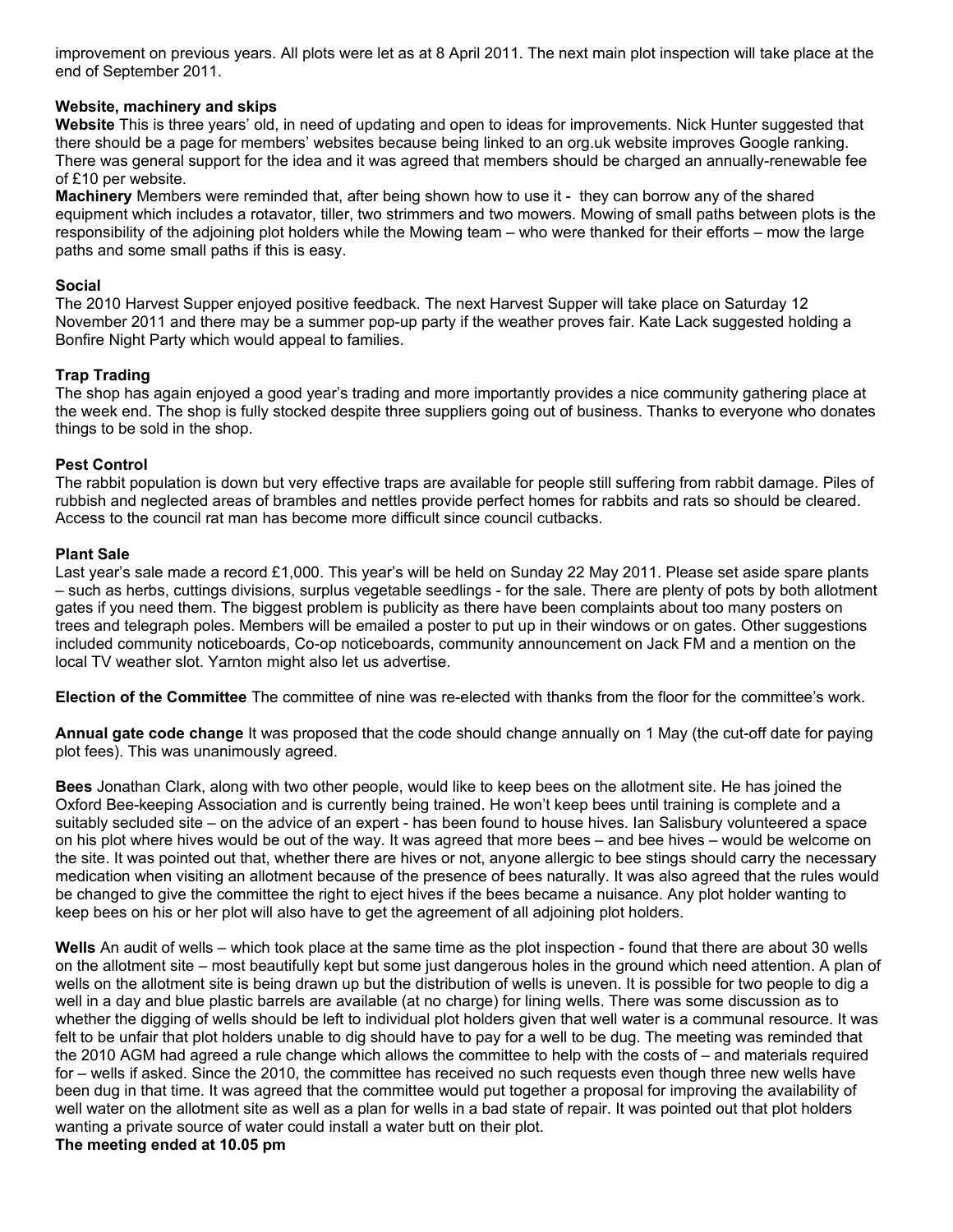improvement on previous years. All plots were let as at 8 April 2011. The next main plot inspection will take place at the end of September 2011.

**Website, machinery and skips**

**Website** This is three years' old, in need of updating and open to ideas for improvements. Nick Hunter suggested that there should be a page for members' websites because being linked to an org.uk website improves Google ranking. There was general support for the idea and it was agreed that members should be charged an annually-renewable fee of £10 per website.

**Machinery** Members were reminded that, after being shown how to use it - they can borrow any of the shared equipment which includes a rotavator, tiller, two strimmers and two mowers. Mowing of small paths between plots is the responsibility of the adjoining plot holders while the Mowing team – who were thanked for their efforts – mow the large paths and some small paths if this is easy.

**Social**

The 2010 Harvest Supper enjoyed positive feedback. The next Harvest Supper will take place on Saturday 12 November 2011 and there may be a summer pop-up party if the weather proves fair. Kate Lack suggested holding a Bonfire Night Party which would appeal to families.

**Trap Trading**

The shop has again enjoyed a good year's trading and more importantly provides a nice community gathering place at the week end. The shop is fully stocked despite three suppliers going out of business. Thanks to everyone who donates things to be sold in the shop.

**Pest Control**

The rabbit population is down but very effective traps are available for people still suffering from rabbit damage. Piles of rubbish and neglected areas of brambles and nettles provide perfect homes for rabbits and rats so should be cleared. Access to the council rat man has become more difficult since council cutbacks.

**Plant Sale**

Last year's sale made a record £1,000. This year's will be held on Sunday 22 May 2011. Please set aside spare plants – such as herbs, cuttings divisions, surplus vegetable seedlings - for the sale. There are plenty of pots by both allotment gates if you need them. The biggest problem is publicity as there have been complaints about too many posters on trees and telegraph poles. Members will be emailed a poster to put up in their windows or on gates. Other suggestions included community noticeboards, Co-op noticeboards, community announcement on Jack FM and a mention on the local TV weather slot. Yarnton might also let us advertise.

**Election of the Committee** The committee of nine was re-elected with thanks from the floor for the committee's work.

**Annual gate code change** It was proposed that the code should change annually on 1 May (the cut-off date for paying plot fees). This was unanimously agreed.

**Bees** Jonathan Clark, along with two other people, would like to keep bees on the allotment site. He has joined the Oxford Bee-keeping Association and is currently being trained. He won't keep bees until training is complete and a suitably secluded site – on the advice of an expert - has been found to house hives. Ian Salisbury volunteered a space on his plot where hives would be out of the way. It was agreed that more bees – and bee hives – would be welcome on the site. It was pointed out that, whether there are hives or not, anyone allergic to bee stings should carry the necessary medication when visiting an allotment because of the presence of bees naturally. It was also agreed that the rules would be changed to give the committee the right to eject hives if the bees became a nuisance. Any plot holder wanting to keep bees on his or her plot will also have to get the agreement of all adjoining plot holders.

**Wells** An audit of wells – which took place at the same time as the plot inspection - found that there are about 30 wells on the allotment site – most beautifully kept but some just dangerous holes in the ground which need attention. A plan of wells on the allotment site is being drawn up but the distribution of wells is uneven. It is possible for two people to dig a well in a day and blue plastic barrels are available (at no charge) for lining wells. There was some discussion as to whether the digging of wells should be left to individual plot holders given that well water is a communal resource. It was felt to be unfair that plot holders unable to dig should have to pay for a well to be dug. The meeting was reminded that the 2010 AGM had agreed a rule change which allows the committee to help with the costs of – and materials required for – wells if asked. Since the 2010, the committee has received no such requests even though three new wells have been dug in that time. It was agreed that the committee would put together a proposal for improving the availability of well water on the allotment site as well as a plan for wells in a bad state of repair. It was pointed out that plot holders wanting a private source of water could install a water butt on their plot.

**The meeting ended at 10.05 pm**